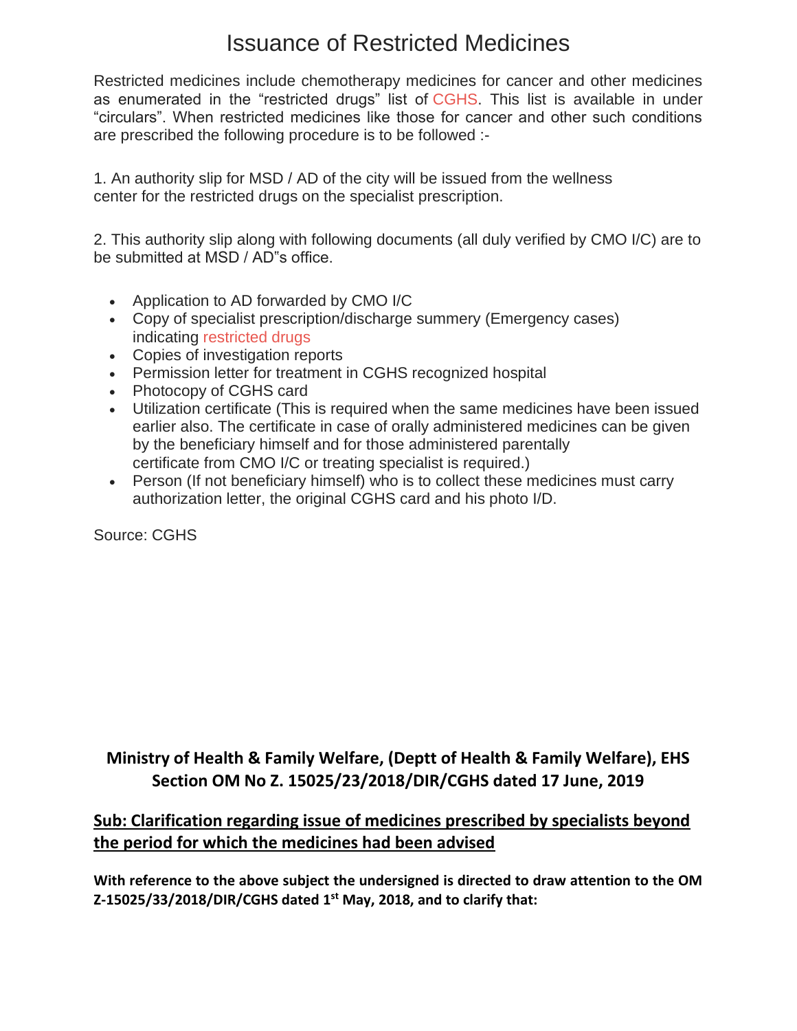# Issuance of Restricted Medicines

Restricted medicines include chemotherapy medicines for cancer and other medicines as enumerated in the "restricted drugs" list of CGHS. This list is available in under "circulars". When restricted medicines like those for cancer and other such conditions are prescribed the following procedure is to be followed :-

1. An authority slip for MSD / AD of the city will be issued from the wellness center for the restricted drugs on the specialist prescription.

2. This authority slip along with following documents (all duly verified by CMO I/C) are to be submitted at MSD / AD"s office.

- Application to AD forwarded by CMO I/C
- Copy of specialist prescription/discharge summery (Emergency cases) indicating restricted drugs
- Copies of investigation reports
- Permission letter for treatment in CGHS recognized hospital
- Photocopy of CGHS card
- Utilization certificate (This is required when the same medicines have been issued earlier also. The certificate in case of orally administered medicines can be given by the beneficiary himself and for those administered parentally certificate from CMO I/C or treating specialist is required.)
- Person (If not beneficiary himself) who is to collect these medicines must carry authorization letter, the original CGHS card and his photo I/D.

Source: CGHS

**Ministry of Health & Family Welfare, (Deptt of Health & Family Welfare), EHS Section OM No Z. 15025/23/2018/DIR/CGHS dated 17 June, 2019**

**<u>Sub: Clarification regarding issue of medicines prescribed by specialists beyond the period for which the medicines had been advised</u>**

**With reference to the above subject the undersigned is directed to draw attention to the OM Z-15025/33/2018/DIR/CGHS dated 1st May, 2018, and to clarify that:**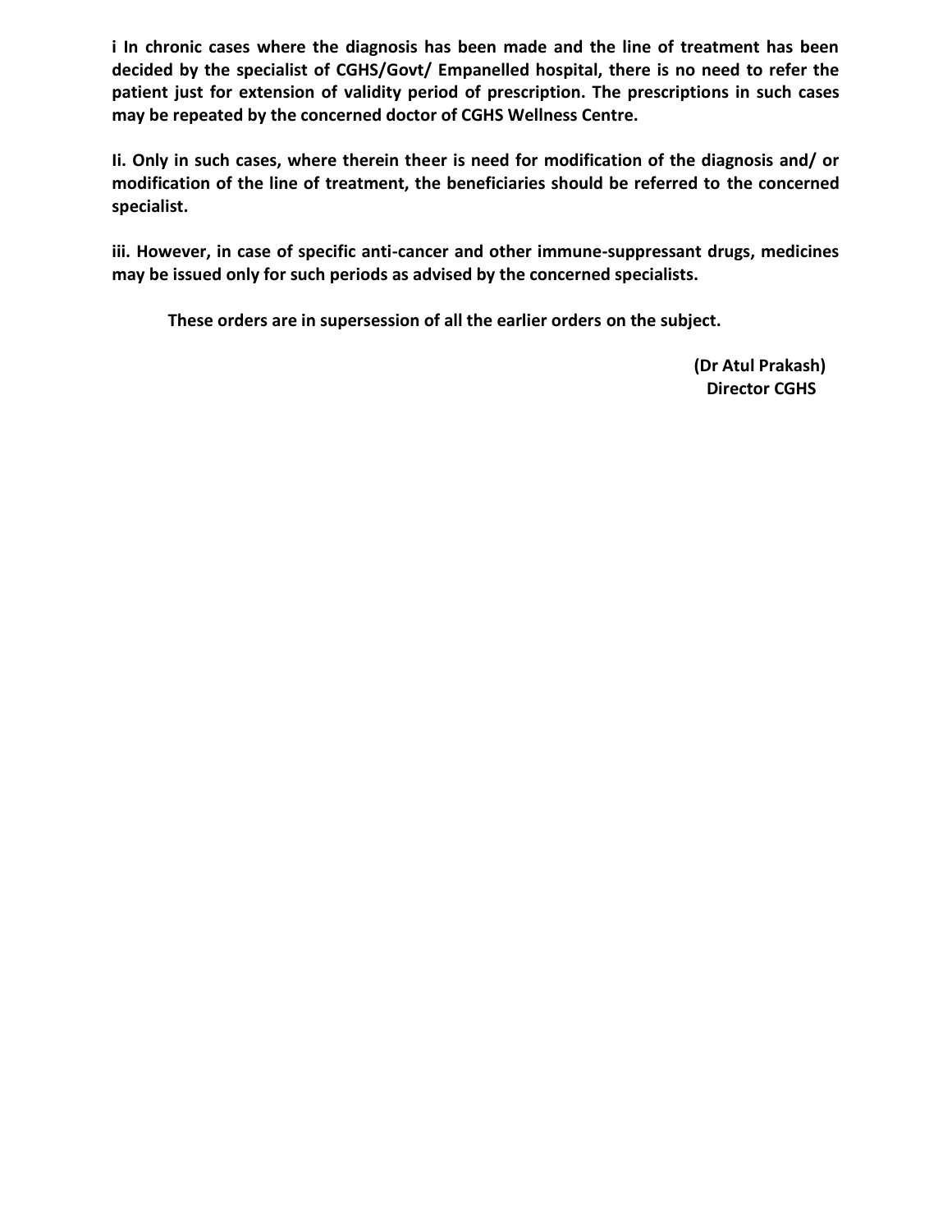**i In chronic cases where the diagnosis has been made and the line of treatment has been decided by the specialist of CGHS/Govt/ Empanelled hospital, there is no need to refer the patient just for extension of validity period of prescription. The prescriptions in such cases may be repeated by the concerned doctor of CGHS Wellness Centre.**

**Ii. Only in such cases, where therein theer is need for modification of the diagnosis and/ or modification of the line of treatment, the beneficiaries should be referred to the concerned specialist.**

**iii. However, in case of specific anti-cancer and other immune-suppressant drugs, medicines may be issued only for such periods as advised by the concerned specialists.**

**These orders are in supersession of all the earlier orders on the subject.**

**(Dr Atul Prakash)**
**Director CGHS**